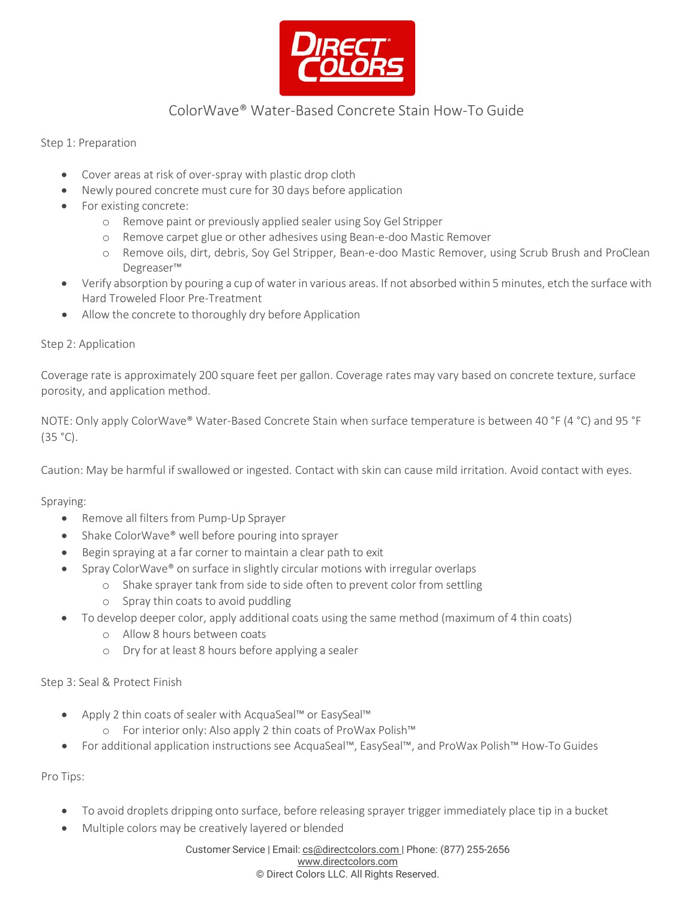# ColorWave® Water-Based Concrete Stain How-To Guide

## Step 1: Preparation

- Cover areas at risk of over-spray with plastic drop cloth
- Newly poured concrete must cure for 30 days before application
- For existing concrete:
  - Remove paint or previously applied sealer using Soy Gel Stripper
  - Remove carpet glue or other adhesives using Bean-e-doo Mastic Remover
  - Remove oils, dirt, debris, Soy Gel Stripper, Bean-e-doo Mastic Remover, using Scrub Brush and ProClean Degreaser™
- Verify absorption by pouring a cup of water in various areas. If not absorbed within 5 minutes, etch the surface with Hard Troweled Floor Pre-Treatment
- Allow the concrete to thoroughly dry before Application

## Step 2: Application

Coverage rate is approximately 200 square feet per gallon. Coverage rates may vary based on concrete texture, surface porosity, and application method.

NOTE: Only apply ColorWave® Water-Based Concrete Stain when surface temperature is between 40 °F (4 °C) and 95 °F (35 °C).

Caution: May be harmful if swallowed or ingested. Contact with skin can cause mild irritation. Avoid contact with eyes.

Spraying:

- Remove all filters from Pump-Up Sprayer
- Shake ColorWave® well before pouring into sprayer
- Begin spraying at a far corner to maintain a clear path to exit
- Spray ColorWave® on surface in slightly circular motions with irregular overlaps
  - Shake sprayer tank from side to side often to prevent color from settling
  - Spray thin coats to avoid puddling
- To develop deeper color, apply additional coats using the same method (maximum of 4 thin coats)
  - Allow 8 hours between coats
  - Dry for at least 8 hours before applying a sealer

## Step 3: Seal & Protect Finish

- Apply 2 thin coats of sealer with AcquaSeal™ or EasySeal™
  - For interior only: Also apply 2 thin coats of ProWax Polish™
- For additional application instructions see AcquaSeal™, EasySeal™, and ProWax Polish™ How-To Guides

## Pro Tips:

- To avoid droplets dripping onto surface, before releasing sprayer trigger immediately place tip in a bucket
- Multiple colors may be creatively layered or blended

Customer Service | Email: cs@directcolors.com | Phone: (877) 255-2656
www.directcolors.com
© Direct Colors LLC. All Rights Reserved.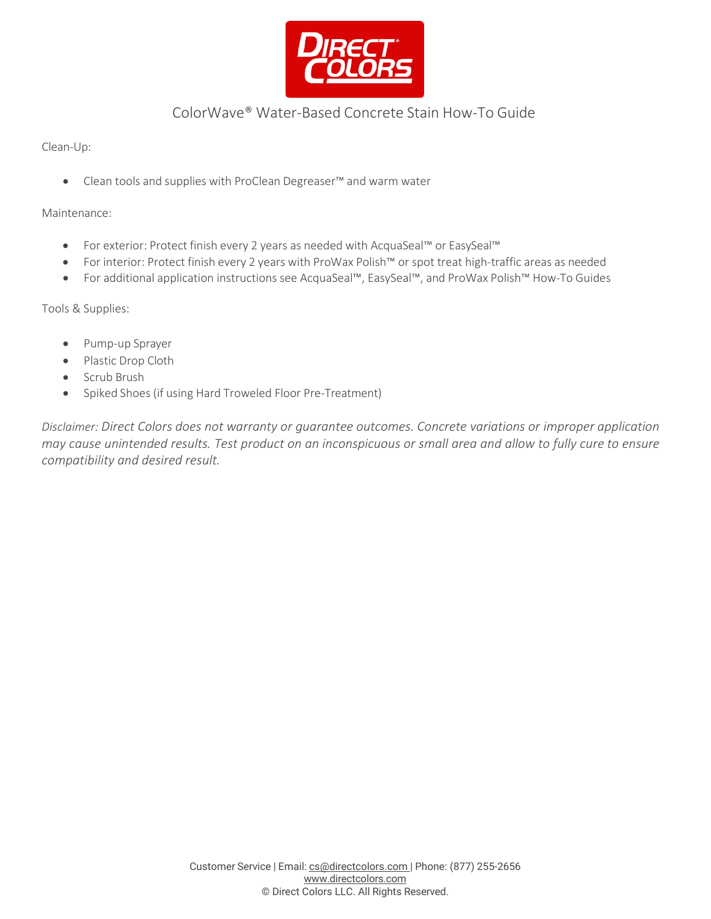# ColorWave® Water-Based Concrete Stain How-To Guide

Clean-Up:

- Clean tools and supplies with ProClean Degreaser™ and warm water

Maintenance:

- For exterior: Protect finish every 2 years as needed with AcquaSeal™ or EasySeal™
- For interior: Protect finish every 2 years with ProWax Polish™ or spot treat high-traffic areas as needed
- For additional application instructions see AcquaSeal™, EasySeal™, and ProWax Polish™ How-To Guides

Tools & Supplies:

- Pump-up Sprayer
- Plastic Drop Cloth
- Scrub Brush
- Spiked Shoes (if using Hard Troweled Floor Pre-Treatment)

*Disclaimer: Direct Colors does not warranty or guarantee outcomes. Concrete variations or improper application may cause unintended results. Test product on an inconspicuous or small area and allow to fully cure to ensure compatibility and desired result.*

Customer Service | Email: cs@directcolors.com | Phone: (877) 255-2656
www.directcolors.com
© Direct Colors LLC. All Rights Reserved.